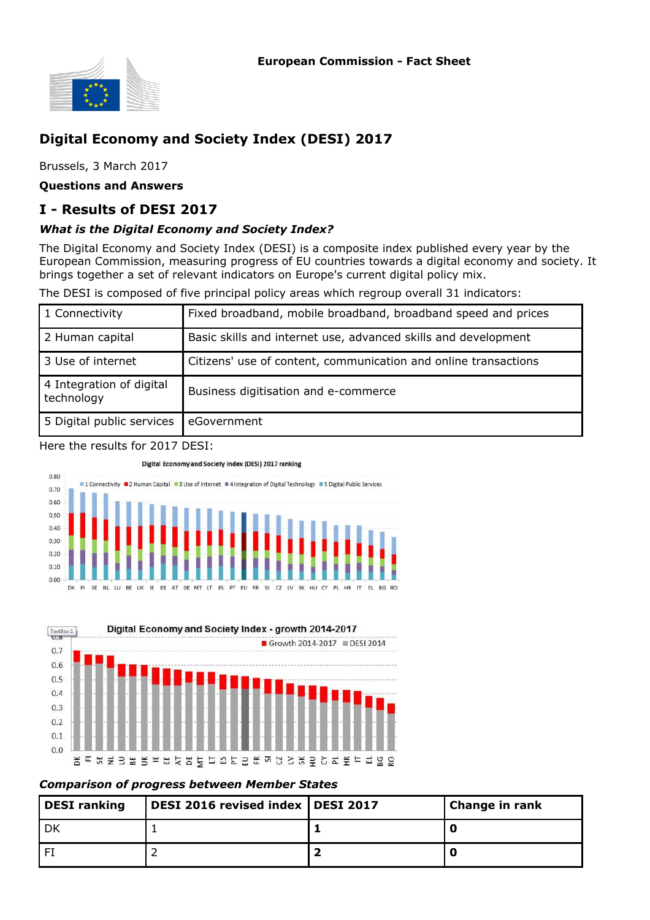European Commission - Fact Sheet

# Digital Economy and Society Index (DESI) 2017

Brussels, 3 March 2017

**Questions and Answers**

## I - Results of DESI 2017

### *What is the Digital Economy and Society Index?*

The Digital Economy and Society Index (DESI) is a composite index published every year by the European Commission, measuring progress of EU countries towards a digital economy and society. It brings together a set of relevant indicators on Europe's current digital policy mix.

The DESI is composed of five principal policy areas which regroup overall 31 indicators:

| | |
|---|---|
| 1 Connectivity | Fixed broadband, mobile broadband, broadband speed and prices |
| 2 Human capital | Basic skills and internet use, advanced skills and development |
| 3 Use of internet | Citizens' use of content, communication and online transactions |
| 4 Integration of digital technology | Business digitisation and e-commerce |
| 5 Digital public services | eGovernment |

Here the results for 2017 DESI:

### *Comparison of progress between Member States*

| DESI ranking | DESI 2016 revised index | DESI 2017 | Change in rank |
|---|---|---|---|
| DK | 1 | **1** | **0** |
| FI | 2 | **2** | **0** |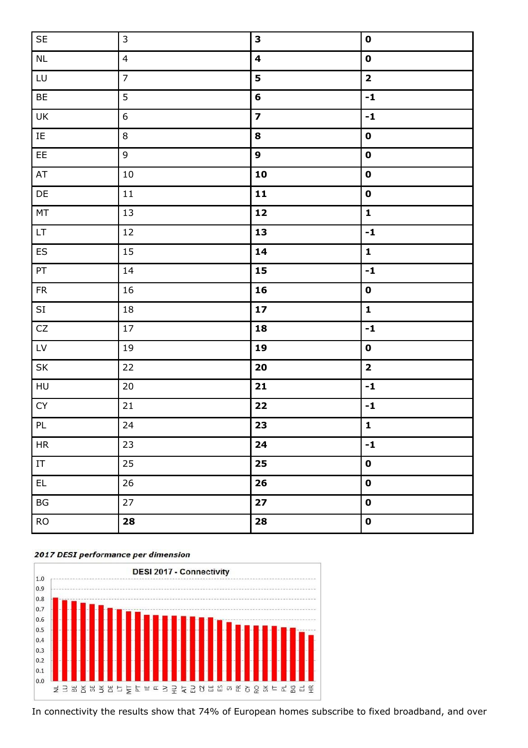| SE | 3 | **3** | **0** |
|---|---|---|---|
| NL | 4 | **4** | **0** |
| LU | 7 | **5** | **2** |
| BE | 5 | **6** | **-1** |
| UK | 6 | **7** | **-1** |
| IE | 8 | **8** | **0** |
| EE | 9 | **9** | **0** |
| AT | 10 | **10** | **0** |
| DE | 11 | **11** | **0** |
| MT | 13 | **12** | **1** |
| LT | 12 | **13** | **-1** |
| ES | 15 | **14** | **1** |
| PT | 14 | **15** | **-1** |
| FR | 16 | **16** | **0** |
| SI | 18 | **17** | **1** |
| CZ | 17 | **18** | **-1** |
| LV | 19 | **19** | **0** |
| SK | 22 | **20** | **2** |
| HU | 20 | **21** | **-1** |
| CY | 21 | **22** | **-1** |
| PL | 24 | **23** | **1** |
| HR | 23 | **24** | **-1** |
| IT | 25 | **25** | **0** |
| EL | 26 | **26** | **0** |
| BG | 27 | **27** | **0** |
| RO | **28** | **28** | **0** |

***2017 DESI performance per dimension***

DESI 2017 - Connectivity

In connectivity the results show that 74% of European homes subscribe to fixed broadband, and over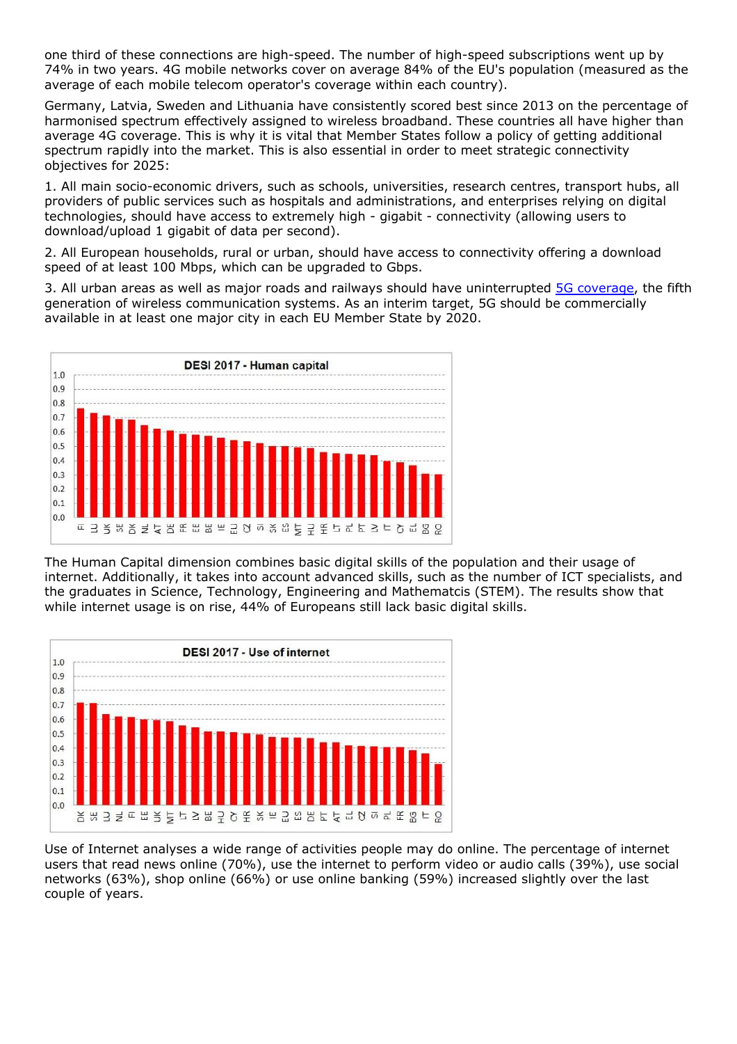one third of these connections are high-speed. The number of high-speed subscriptions went up by 74% in two years. 4G mobile networks cover on average 84% of the EU's population (measured as the average of each mobile telecom operator's coverage within each country).

Germany, Latvia, Sweden and Lithuania have consistently scored best since 2013 on the percentage of harmonised spectrum effectively assigned to wireless broadband. These countries all have higher than average 4G coverage. This is why it is vital that Member States follow a policy of getting additional spectrum rapidly into the market. This is also essential in order to meet strategic connectivity objectives for 2025:

1. All main socio-economic drivers, such as schools, universities, research centres, transport hubs, all providers of public services such as hospitals and administrations, and enterprises relying on digital technologies, should have access to extremely high - gigabit - connectivity (allowing users to download/upload 1 gigabit of data per second).

2. All European households, rural or urban, should have access to connectivity offering a download speed of at least 100 Mbps, which can be upgraded to Gbps.

3. All urban areas as well as major roads and railways should have uninterrupted 5G coverage, the fifth generation of wireless communication systems. As an interim target, 5G should be commercially available in at least one major city in each EU Member State by 2020.

The Human Capital dimension combines basic digital skills of the population and their usage of internet. Additionally, it takes into account advanced skills, such as the number of ICT specialists, and the graduates in Science, Technology, Engineering and Mathematcis (STEM). The results show that while internet usage is on rise, 44% of Europeans still lack basic digital skills.

Use of Internet analyses a wide range of activities people may do online. The percentage of internet users that read news online (70%), use the internet to perform video or audio calls (39%), use social networks (63%), shop online (66%) or use online banking (59%) increased slightly over the last couple of years.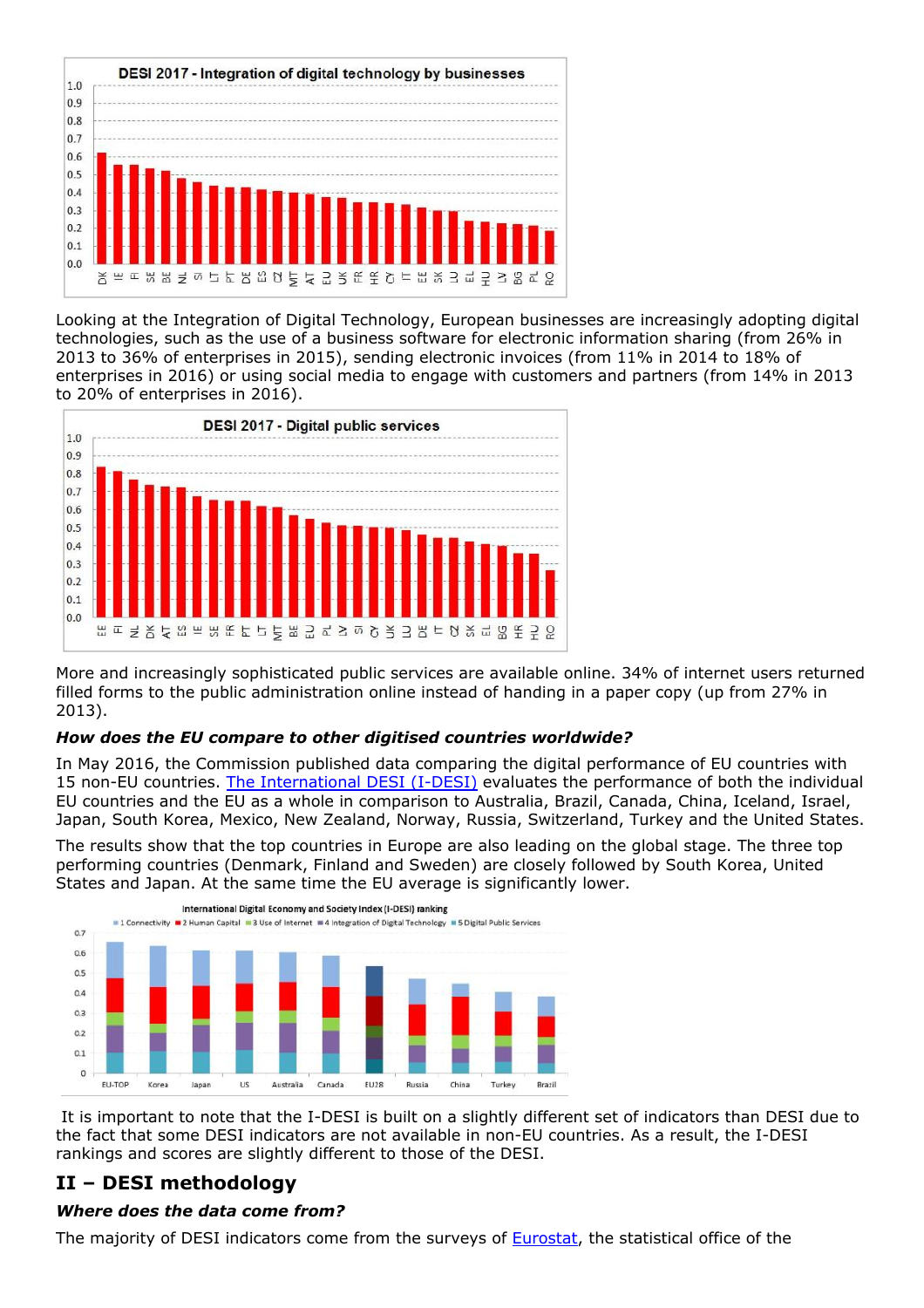Looking at the Integration of Digital Technology, European businesses are increasingly adopting digital technologies, such as the use of a business software for electronic information sharing (from 26% in 2013 to 36% of enterprises in 2015), sending electronic invoices (from 11% in 2014 to 18% of enterprises in 2016) or using social media to engage with customers and partners (from 14% in 2013 to 20% of enterprises in 2016).

More and increasingly sophisticated public services are available online. 34% of internet users returned filled forms to the public administration online instead of handing in a paper copy (up from 27% in 2013).

***How does the EU compare to other digitised countries worldwide?***

In May 2016, the Commission published data comparing the digital performance of EU countries with 15 non-EU countries. [The International DESI (I-DESI)](#) evaluates the performance of both the individual EU countries and the EU as a whole in comparison to Australia, Brazil, Canada, China, Iceland, Israel, Japan, South Korea, Mexico, New Zealand, Norway, Russia, Switzerland, Turkey and the United States.

The results show that the top countries in Europe are also leading on the global stage. The three top performing countries (Denmark, Finland and Sweden) are closely followed by South Korea, United States and Japan. At the same time the EU average is significantly lower.

It is important to note that the I-DESI is built on a slightly different set of indicators than DESI due to the fact that some DESI indicators are not available in non-EU countries. As a result, the I-DESI rankings and scores are slightly different to those of the DESI.

## II – DESI methodology

***Where does the data come from?***

The majority of DESI indicators come from the surveys of [Eurostat](#), the statistical office of the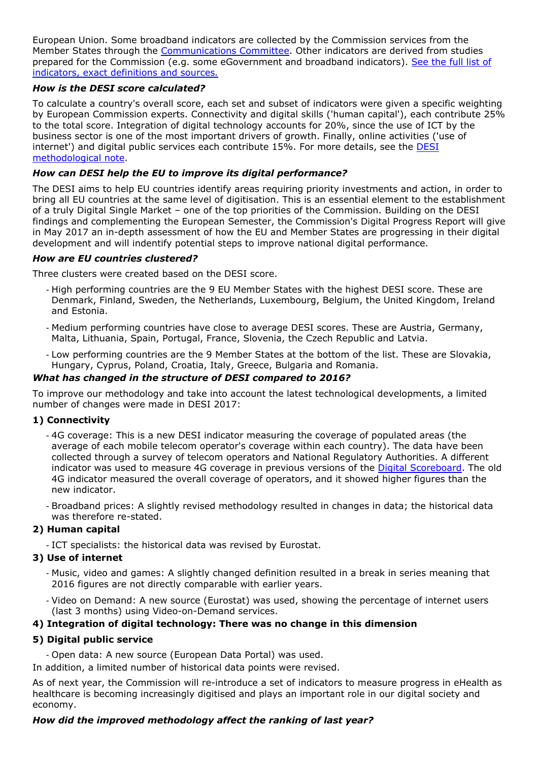European Union. Some broadband indicators are collected by the Commission services from the Member States through the [Communications Committee](). Other indicators are derived from studies prepared for the Commission (e.g. some eGovernment and broadband indicators). [See the full list of indicators, exact definitions and sources.]()

***How is the DESI score calculated?***

To calculate a country's overall score, each set and subset of indicators were given a specific weighting by European Commission experts. Connectivity and digital skills ('human capital'), each contribute 25% to the total score. Integration of digital technology accounts for 20%, since the use of ICT by the business sector is one of the most important drivers of growth. Finally, online activities ('use of internet') and digital public services each contribute 15%. For more details, see the [DESI methodological note]().

***How can DESI help the EU to improve its digital performance?***

The DESI aims to help EU countries identify areas requiring priority investments and action, in order to bring all EU countries at the same level of digitisation. This is an essential element to the establishment of a truly Digital Single Market – one of the top priorities of the Commission. Building on the DESI findings and complementing the European Semester, the Commission's Digital Progress Report will give in May 2017 an in-depth assessment of how the EU and Member States are progressing in their digital development and will indentify potential steps to improve national digital performance.

***How are EU countries clustered?***

Three clusters were created based on the DESI score.

- High performing countries are the 9 EU Member States with the highest DESI score. These are Denmark, Finland, Sweden, the Netherlands, Luxembourg, Belgium, the United Kingdom, Ireland and Estonia.
- Medium performing countries have close to average DESI scores. These are Austria, Germany, Malta, Lithuania, Spain, Portugal, France, Slovenia, the Czech Republic and Latvia.
- Low performing countries are the 9 Member States at the bottom of the list. These are Slovakia, Hungary, Cyprus, Poland, Croatia, Italy, Greece, Bulgaria and Romania.

***What has changed in the structure of DESI compared to 2016?***

To improve our methodology and take into account the latest technological developments, a limited number of changes were made in DESI 2017:

**1) Connectivity**

- 4G coverage: This is a new DESI indicator measuring the coverage of populated areas (the average of each mobile telecom operator's coverage within each country). The data have been collected through a survey of telecom operators and National Regulatory Authorities. A different indicator was used to measure 4G coverage in previous versions of the [Digital Scoreboard](). The old 4G indicator measured the overall coverage of operators, and it showed higher figures than the new indicator.
- Broadband prices: A slightly revised methodology resulted in changes in data; the historical data was therefore re-stated.

**2) Human capital**

- ICT specialists: the historical data was revised by Eurostat.

**3) Use of internet**

- Music, video and games: A slightly changed definition resulted in a break in series meaning that 2016 figures are not directly comparable with earlier years.
- Video on Demand: A new source (Eurostat) was used, showing the percentage of internet users (last 3 months) using Video-on-Demand services.

**4) Integration of digital technology: There was no change in this dimension**

**5) Digital public service**

- Open data: A new source (European Data Portal) was used.

In addition, a limited number of historical data points were revised.

As of next year, the Commission will re-introduce a set of indicators to measure progress in eHealth as healthcare is becoming increasingly digitised and plays an important role in our digital society and economy.

***How did the improved methodology affect the ranking of last year?***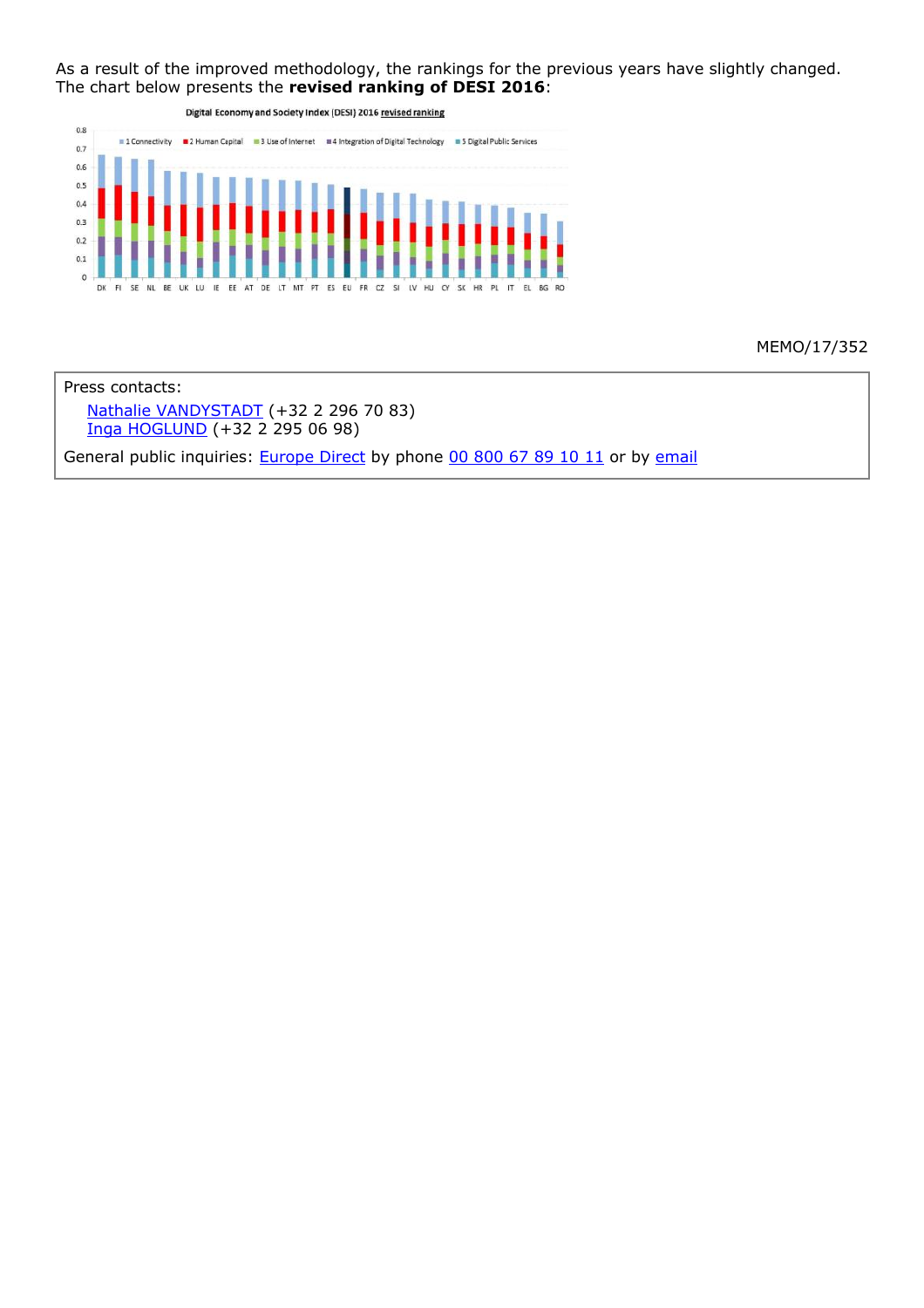As a result of the improved methodology, the rankings for the previous years have slightly changed. The chart below presents the **revised ranking of DESI 2016**:

Digital Economy and Society Index (DESI) 2016 revised ranking

1 Connectivity
2 Human Capital
3 Use of Internet
4 Integration of Digital Technology
5 Digital Public Services

0.8
0.7
0.6
0.5
0.4
0.3
0.2
0.1
0

DK FI SE NL BE UK LU IE EE AT DE LT MT PT ES EU FR CZ SI LV HU CY SK HR PL IT EL BG RO

MEMO/17/352

Press contacts:

[Nathalie VANDYSTADT](#) (+32 2 296 70 83)
[Inga HOGLUND](#) (+32 2 295 06 98)

General public inquiries: [Europe Direct](#) by phone [00 800 67 89 10 11](#) or by [email](#)